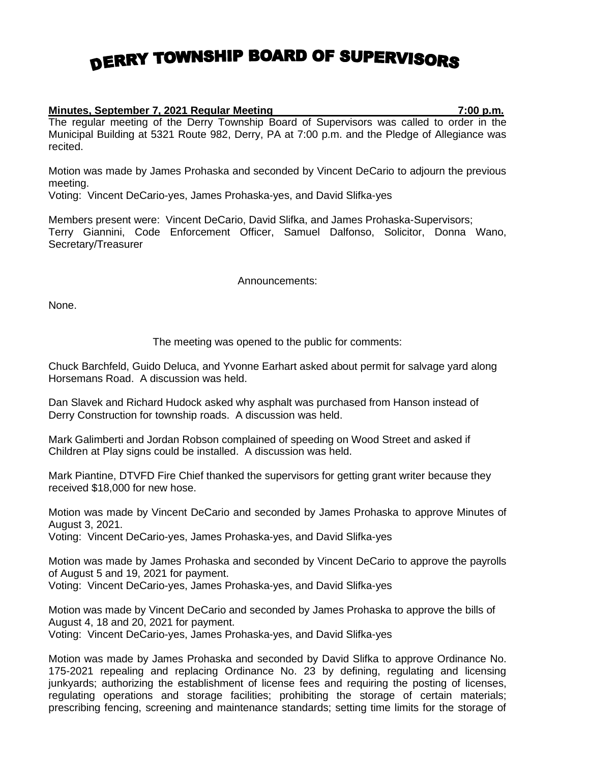# DERRY TOWNSHIP BOARD OF SUPERVISORS

**Minutes, September 7, 2021 Regular Meeting 7:00 p.m.**

The regular meeting of the Derry Township Board of Supervisors was called to order in the Municipal Building at 5321 Route 982, Derry, PA at 7:00 p.m. and the Pledge of Allegiance was recited.

Motion was made by James Prohaska and seconded by Vincent DeCario to adjourn the previous meeting.
Voting: Vincent DeCario-yes, James Prohaska-yes, and David Slifka-yes

Members present were: Vincent DeCario, David Slifka, and James Prohaska-Supervisors; Terry Giannini, Code Enforcement Officer, Samuel Dalfonso, Solicitor, Donna Wano, Secretary/Treasurer

Announcements:

None.

The meeting was opened to the public for comments:

Chuck Barchfeld, Guido Deluca, and Yvonne Earhart asked about permit for salvage yard along Horsemans Road. A discussion was held.

Dan Slavek and Richard Hudock asked why asphalt was purchased from Hanson instead of Derry Construction for township roads. A discussion was held.

Mark Galimberti and Jordan Robson complained of speeding on Wood Street and asked if Children at Play signs could be installed. A discussion was held.

Mark Piantine, DTVFD Fire Chief thanked the supervisors for getting grant writer because they received $18,000 for new hose.

Motion was made by Vincent DeCario and seconded by James Prohaska to approve Minutes of August 3, 2021.
Voting: Vincent DeCario-yes, James Prohaska-yes, and David Slifka-yes

Motion was made by James Prohaska and seconded by Vincent DeCario to approve the payrolls of August 5 and 19, 2021 for payment.
Voting: Vincent DeCario-yes, James Prohaska-yes, and David Slifka-yes

Motion was made by Vincent DeCario and seconded by James Prohaska to approve the bills of August 4, 18 and 20, 2021 for payment.
Voting: Vincent DeCario-yes, James Prohaska-yes, and David Slifka-yes

Motion was made by James Prohaska and seconded by David Slifka to approve Ordinance No. 175-2021 repealing and replacing Ordinance No. 23 by defining, regulating and licensing junkyards; authorizing the establishment of license fees and requiring the posting of licenses, regulating operations and storage facilities; prohibiting the storage of certain materials; prescribing fencing, screening and maintenance standards; setting time limits for the storage of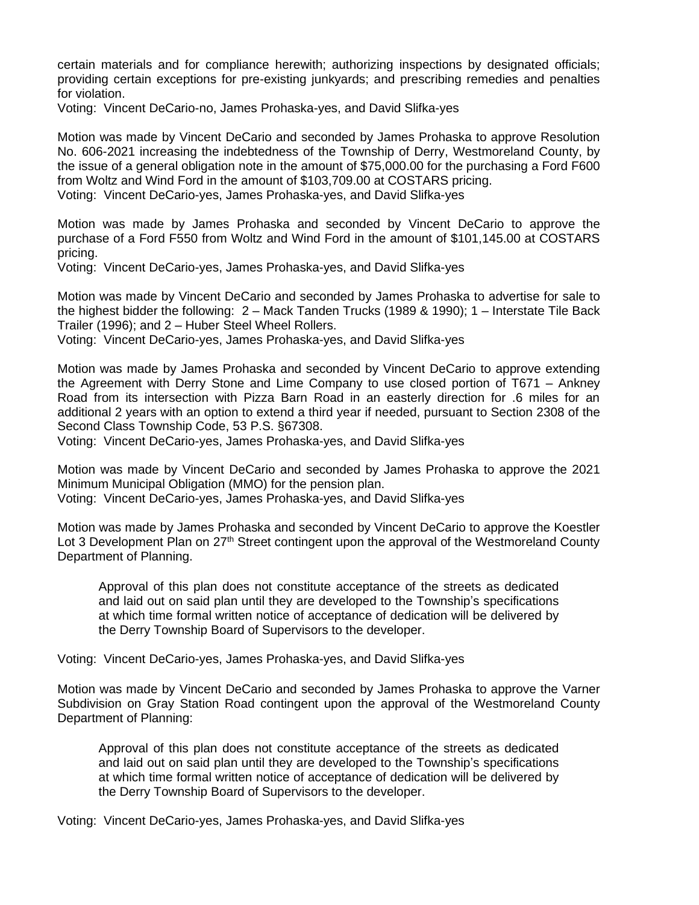certain materials and for compliance herewith; authorizing inspections by designated officials; providing certain exceptions for pre-existing junkyards; and prescribing remedies and penalties for violation.

Voting: Vincent DeCario-no, James Prohaska-yes, and David Slifka-yes

Motion was made by Vincent DeCario and seconded by James Prohaska to approve Resolution No. 606-2021 increasing the indebtedness of the Township of Derry, Westmoreland County, by the issue of a general obligation note in the amount of $75,000.00 for the purchasing a Ford F600 from Woltz and Wind Ford in the amount of $103,709.00 at COSTARS pricing.

Voting: Vincent DeCario-yes, James Prohaska-yes, and David Slifka-yes

Motion was made by James Prohaska and seconded by Vincent DeCario to approve the purchase of a Ford F550 from Woltz and Wind Ford in the amount of $101,145.00 at COSTARS pricing.

Voting: Vincent DeCario-yes, James Prohaska-yes, and David Slifka-yes

Motion was made by Vincent DeCario and seconded by James Prohaska to advertise for sale to the highest bidder the following: 2 – Mack Tanden Trucks (1989 & 1990); 1 – Interstate Tile Back Trailer (1996); and 2 – Huber Steel Wheel Rollers.

Voting: Vincent DeCario-yes, James Prohaska-yes, and David Slifka-yes

Motion was made by James Prohaska and seconded by Vincent DeCario to approve extending the Agreement with Derry Stone and Lime Company to use closed portion of T671 – Ankney Road from its intersection with Pizza Barn Road in an easterly direction for .6 miles for an additional 2 years with an option to extend a third year if needed, pursuant to Section 2308 of the Second Class Township Code, 53 P.S. §67308.

Voting: Vincent DeCario-yes, James Prohaska-yes, and David Slifka-yes

Motion was made by Vincent DeCario and seconded by James Prohaska to approve the 2021 Minimum Municipal Obligation (MMO) for the pension plan.

Voting: Vincent DeCario-yes, James Prohaska-yes, and David Slifka-yes

Motion was made by James Prohaska and seconded by Vincent DeCario to approve the Koestler Lot 3 Development Plan on 27th Street contingent upon the approval of the Westmoreland County Department of Planning.

> Approval of this plan does not constitute acceptance of the streets as dedicated and laid out on said plan until they are developed to the Township's specifications at which time formal written notice of acceptance of dedication will be delivered by the Derry Township Board of Supervisors to the developer.

Voting: Vincent DeCario-yes, James Prohaska-yes, and David Slifka-yes

Motion was made by Vincent DeCario and seconded by James Prohaska to approve the Varner Subdivision on Gray Station Road contingent upon the approval of the Westmoreland County Department of Planning:

> Approval of this plan does not constitute acceptance of the streets as dedicated and laid out on said plan until they are developed to the Township's specifications at which time formal written notice of acceptance of dedication will be delivered by the Derry Township Board of Supervisors to the developer.

Voting: Vincent DeCario-yes, James Prohaska-yes, and David Slifka-yes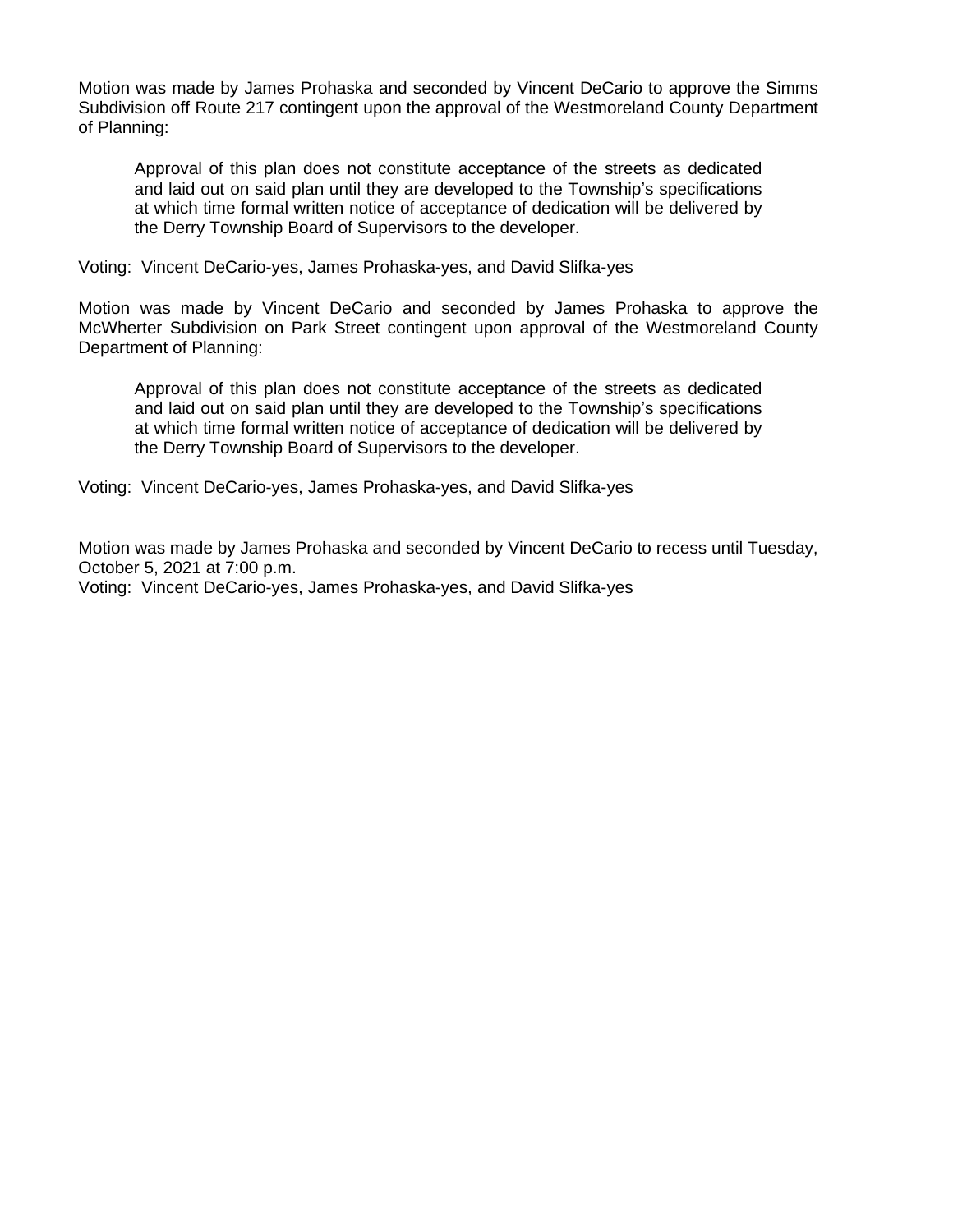Motion was made by James Prohaska and seconded by Vincent DeCario to approve the Simms Subdivision off Route 217 contingent upon the approval of the Westmoreland County Department of Planning:

> Approval of this plan does not constitute acceptance of the streets as dedicated and laid out on said plan until they are developed to the Township's specifications at which time formal written notice of acceptance of dedication will be delivered by the Derry Township Board of Supervisors to the developer.

Voting: Vincent DeCario-yes, James Prohaska-yes, and David Slifka-yes

Motion was made by Vincent DeCario and seconded by James Prohaska to approve the McWherter Subdivision on Park Street contingent upon approval of the Westmoreland County Department of Planning:

> Approval of this plan does not constitute acceptance of the streets as dedicated and laid out on said plan until they are developed to the Township's specifications at which time formal written notice of acceptance of dedication will be delivered by the Derry Township Board of Supervisors to the developer.

Voting: Vincent DeCario-yes, James Prohaska-yes, and David Slifka-yes

Motion was made by James Prohaska and seconded by Vincent DeCario to recess until Tuesday, October 5, 2021 at 7:00 p.m.
Voting: Vincent DeCario-yes, James Prohaska-yes, and David Slifka-yes